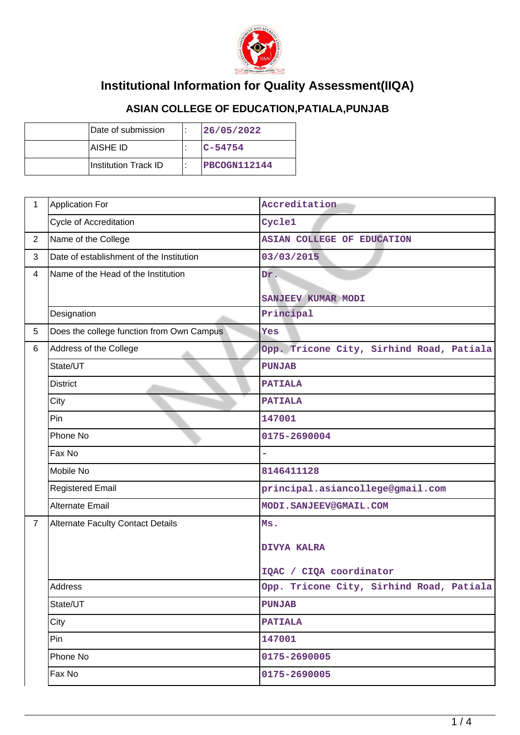# Institutional Information for Quality Assessment(IIQA)

## ASIAN COLLEGE OF EDUCATION,PATIALA,PUNJAB

| | Date of submission | : | 26/05/2022 |
|---|---|---|---|
| | AISHE ID | : | C-54754 |
| | Institution Track ID | : | PBCOGN112144 |

| | | |
|---|---|---|
| 1 | Application For | Accreditation |
| | Cycle of Accreditation | Cycle1 |
| 2 | Name of the College | ASIAN COLLEGE OF EDUCATION |
| 3 | Date of establishment of the Institution | 03/03/2015 |
| 4 | Name of the Head of the Institution | Dr.<br><br>SANJEEV KUMAR MODI |
| | Designation | Principal |
| 5 | Does the college function from Own Campus | Yes |
| 6 | Address of the College | Opp. Tricone City, Sirhind Road, Patiala |
| | State/UT | PUNJAB |
| | District | PATIALA |
| | City | PATIALA |
| | Pin | 147001 |
| | Phone No | 0175-2690004 |
| | Fax No | - |
| | Mobile No | 8146411128 |
| | Registered Email | principal.asiancollege@gmail.com |
| | Alternate Email | MODI.SANJEEV@GMAIL.COM |
| 7 | Alternate Faculty Contact Details | Ms.<br><br>DIVYA KALRA<br><br>IQAC / CIQA coordinator |
| | Address | Opp. Tricone City, Sirhind Road, Patiala |
| | State/UT | PUNJAB |
| | City | PATIALA |
| | Pin | 147001 |
| | Phone No | 0175-2690005 |
| | Fax No | 0175-2690005 |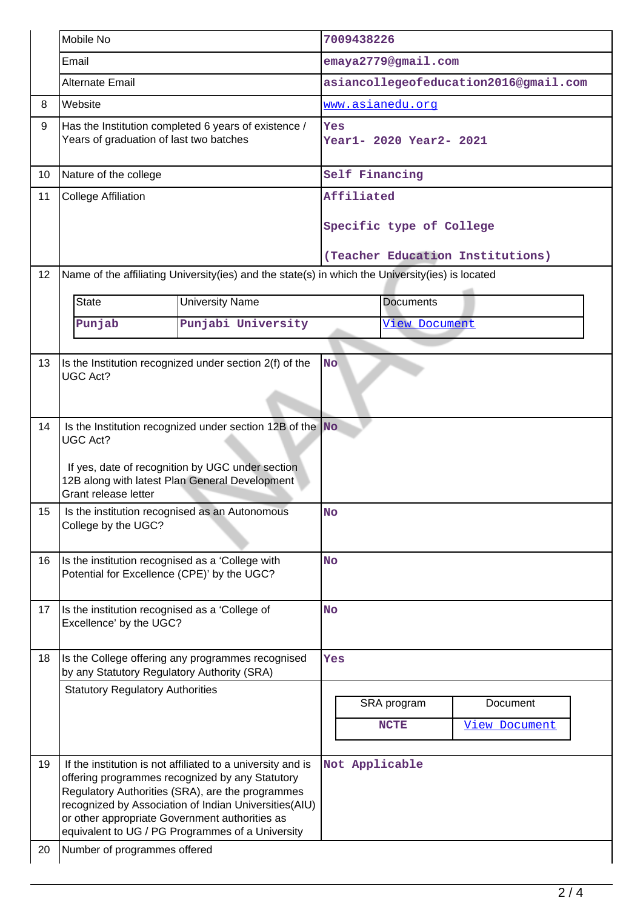|  |  |  |
|---|---|---|
|  | Mobile No | 7009438226 |
|  | Email | emaya2779@gmail.com |
|  | Alternate Email | asiancollegeofeducation2016@gmail.com |
| 8 | Website | www.asianedu.org |
| 9 | Has the Institution completed 6 years of existence / Years of graduation of last two batches | Yes<br>Year1- 2020 Year2- 2021 |
| 10 | Nature of the college | Self Financing |
| 11 | College Affiliation | Affiliated<br><br>Specific type of College<br><br>(Teacher Education Institutions) |
| 12 | Name of the affiliating University(ies) and the state(s) in which the University(ies) is located | |

| State | University Name | Documents |
|---|---|---|
| Punjab | Punjabi University | View Document |

|  |  |  |
|---|---|---|
| 13 | Is the Institution recognized under section 2(f) of the UGC Act? | No |
| 14 | Is the Institution recognized under section 12B of the UGC Act?<br><br>If yes, date of recognition by UGC under section 12B along with latest Plan General Development Grant release letter | No |
| 15 | Is the institution recognised as an Autonomous College by the UGC? | No |
| 16 | Is the institution recognised as a 'College with Potential for Excellence (CPE)' by the UGC? | No |
| 17 | Is the institution recognised as a 'College of Excellence' by the UGC? | No |
| 18 | Is the College offering any programmes recognised by any Statutory Regulatory Authority (SRA) | Yes |
|  | Statutory Regulatory Authorities | |

| SRA program | Document |
|---|---|
| NCTE | View Document |

|  |  |  |
|---|---|---|
| 19 | If the institution is not affiliated to a university and is offering programmes recognized by any Statutory Regulatory Authorities (SRA), are the programmes recognized by Association of Indian Universities(AIU) or other appropriate Government authorities as equivalent to UG / PG Programmes of a University | Not Applicable |
| 20 | Number of programmes offered | |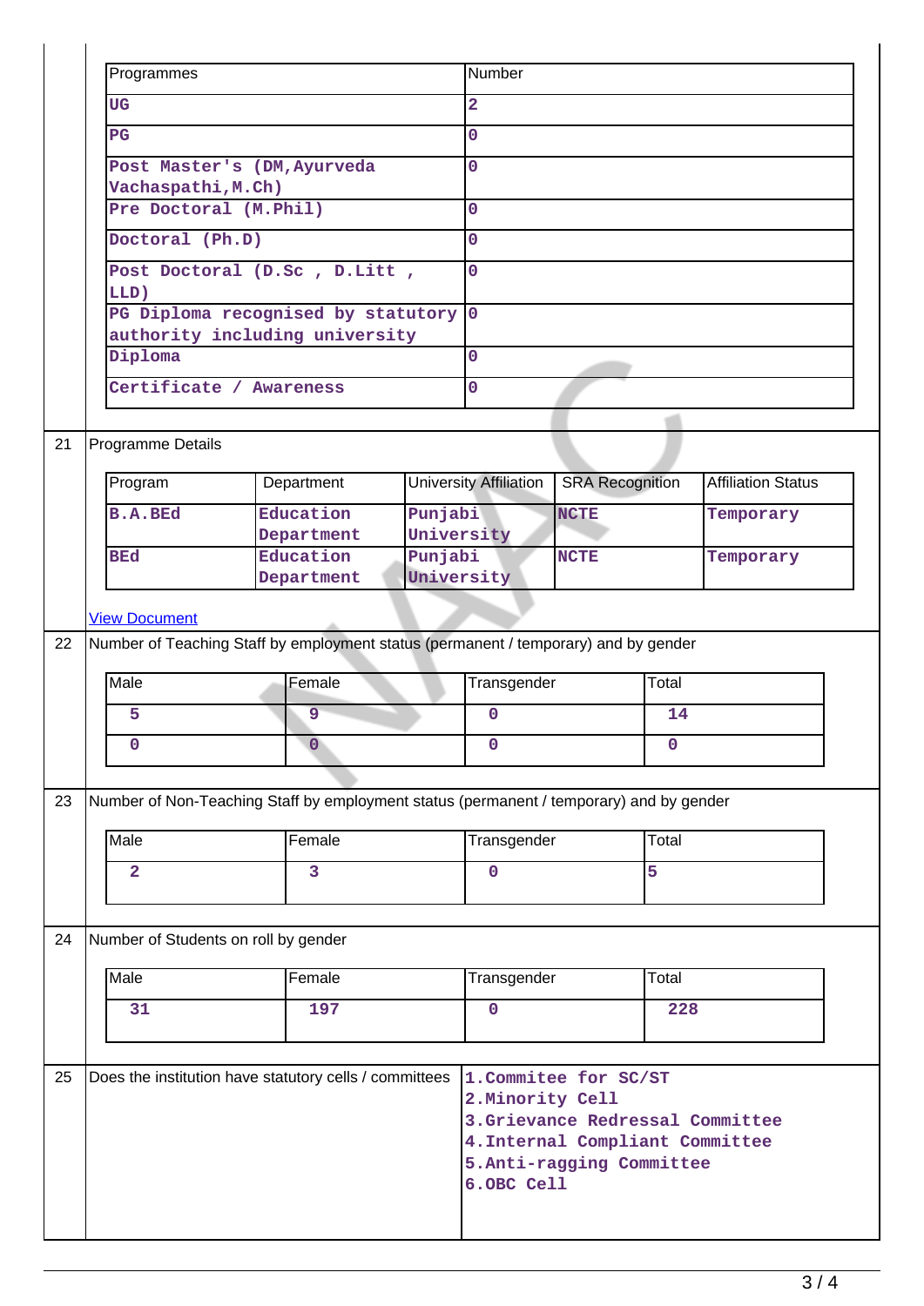| Programmes | Number |
|---|---|
| UG | 2 |
| PG | 0 |
| Post Master's (DM,Ayurveda Vachaspathi,M.Ch) | 0 |
| Pre Doctoral (M.Phil) | 0 |
| Doctoral (Ph.D) | 0 |
| Post Doctoral (D.Sc , D.Litt , LLD) | 0 |
| PG Diploma recognised by statutory authority including university | 0 |
| Diploma | 0 |
| Certificate / Awareness | 0 |

**21 Programme Details**

| Program | Department | University Affiliation | SRA Recognition | Affiliation Status |
|---|---|---|---|---|
| B.A.BEd | Education Department | Punjabi University | NCTE | Temporary |
| BEd | Education Department | Punjabi University | NCTE | Temporary |

[View Document]

**22 Number of Teaching Staff by employment status (permanent / temporary) and by gender**

| Male | Female | Transgender | Total |
|---|---|---|---|
| 5 | 9 | 0 | 14 |
| 0 | 0 | 0 | 0 |

**23 Number of Non-Teaching Staff by employment status (permanent / temporary) and by gender**

| Male | Female | Transgender | Total |
|---|---|---|---|
| 2 | 3 | 0 | 5 |

**24 Number of Students on roll by gender**

| Male | Female | Transgender | Total |
|---|---|---|---|
| 31 | 197 | 0 | 228 |

**25 Does the institution have statutory cells / committees**

1.Commitee for SC/ST
2.Minority Cell
3.Grievance Redressal Committee
4.Internal Compliant Committee
5.Anti-ragging Committee
6.OBC Cell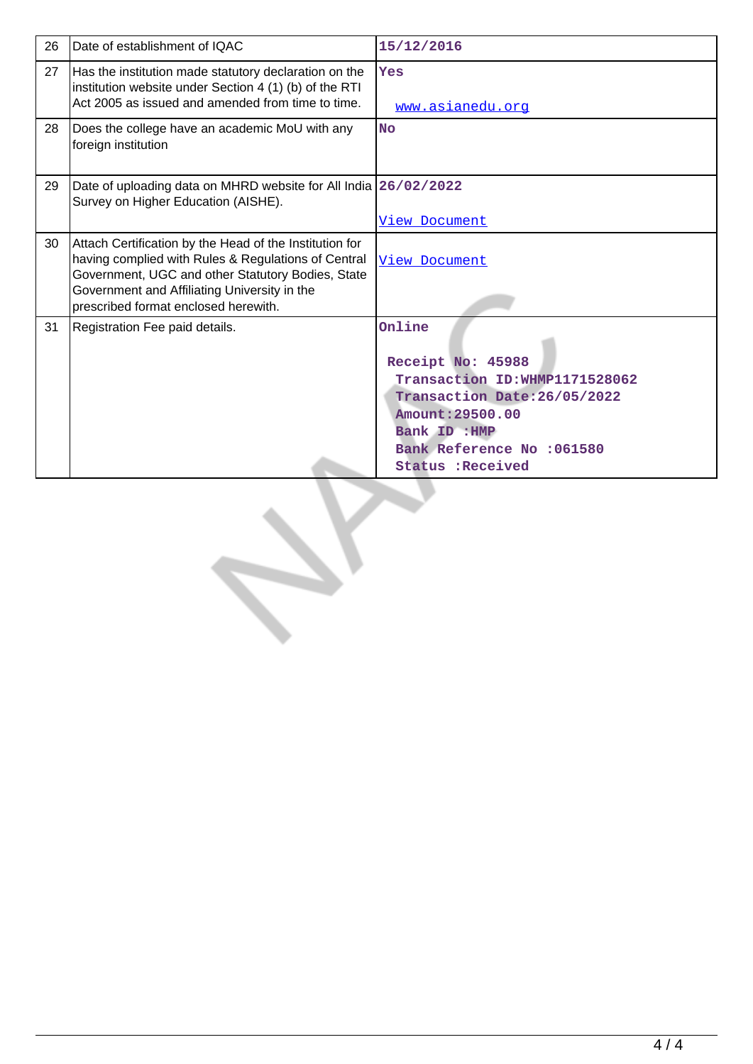| | | |
|---|---|---|
| 26 | Date of establishment of IQAC | 15/12/2016 |
| 27 | Has the institution made statutory declaration on the institution website under Section 4 (1) (b) of the RTI Act 2005 as issued and amended from time to time. | Yes<br><br>www.asianedu.org |
| 28 | Does the college have an academic MoU with any foreign institution | No |
| 29 | Date of uploading data on MHRD website for All India Survey on Higher Education (AISHE). | 26/02/2022<br><br>View Document |
| 30 | Attach Certification by the Head of the Institution for having complied with Rules & Regulations of Central Government, UGC and other Statutory Bodies, State Government and Affiliating University in the prescribed format enclosed herewith. | View Document |
| 31 | Registration Fee paid details. | Online<br><br>Receipt No: 45988<br>Transaction ID:WHMP1171528062<br>Transaction Date:26/05/2022<br>Amount:29500.00<br>Bank ID :HMP<br>Bank Reference No :061580<br>Status :Received |